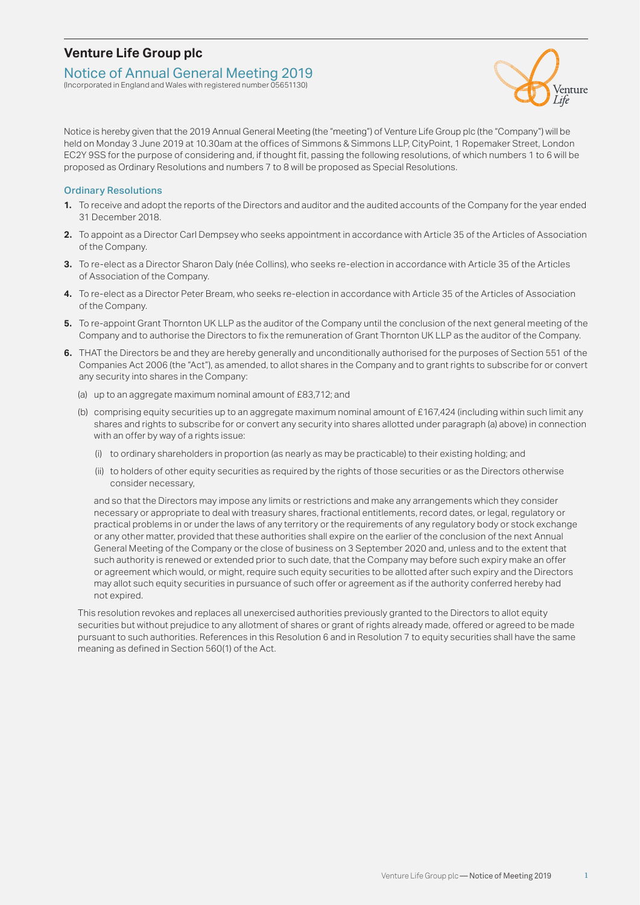# Venture Life Group plc

## Notice of Annual General Meeting 2019

(Incorporated in England and Wales with registered number 05651130)

Notice is hereby given that the 2019 Annual General Meeting (the "meeting") of Venture Life Group plc (the "Company") will be held on Monday 3 June 2019 at 10.30am at the offices of Simmons & Simmons LLP, CityPoint, 1 Ropemaker Street, London EC2Y 9SS for the purpose of considering and, if thought fit, passing the following resolutions, of which numbers 1 to 6 will be proposed as Ordinary Resolutions and numbers 7 to 8 will be proposed as Special Resolutions.

### Ordinary Resolutions

**1.** To receive and adopt the reports of the Directors and auditor and the audited accounts of the Company for the year ended 31 December 2018.

**2.** To appoint as a Director Carl Dempsey who seeks appointment in accordance with Article 35 of the Articles of Association of the Company.

**3.** To re-elect as a Director Sharon Daly (née Collins), who seeks re-election in accordance with Article 35 of the Articles of Association of the Company.

**4.** To re-elect as a Director Peter Bream, who seeks re-election in accordance with Article 35 of the Articles of Association of the Company.

**5.** To re-appoint Grant Thornton UK LLP as the auditor of the Company until the conclusion of the next general meeting of the Company and to authorise the Directors to fix the remuneration of Grant Thornton UK LLP as the auditor of the Company.

**6.** THAT the Directors be and they are hereby generally and unconditionally authorised for the purposes of Section 551 of the Companies Act 2006 (the "Act"), as amended, to allot shares in the Company and to grant rights to subscribe for or convert any security into shares in the Company:

(a) up to an aggregate maximum nominal amount of £83,712; and

(b) comprising equity securities up to an aggregate maximum nominal amount of £167,424 (including within such limit any shares and rights to subscribe for or convert any security into shares allotted under paragraph (a) above) in connection with an offer by way of a rights issue:

(i) to ordinary shareholders in proportion (as nearly as may be practicable) to their existing holding; and

(ii) to holders of other equity securities as required by the rights of those securities or as the Directors otherwise consider necessary,

and so that the Directors may impose any limits or restrictions and make any arrangements which they consider necessary or appropriate to deal with treasury shares, fractional entitlements, record dates, or legal, regulatory or practical problems in or under the laws of any territory or the requirements of any regulatory body or stock exchange or any other matter, provided that these authorities shall expire on the earlier of the conclusion of the next Annual General Meeting of the Company or the close of business on 3 September 2020 and, unless and to the extent that such authority is renewed or extended prior to such date, that the Company may before such expiry make an offer or agreement which would, or might, require such equity securities to be allotted after such expiry and the Directors may allot such equity securities in pursuance of such offer or agreement as if the authority conferred hereby had not expired.

This resolution revokes and replaces all unexercised authorities previously granted to the Directors to allot equity securities but without prejudice to any allotment of shares or grant of rights already made, offered or agreed to be made pursuant to such authorities. References in this Resolution 6 and in Resolution 7 to equity securities shall have the same meaning as defined in Section 560(1) of the Act.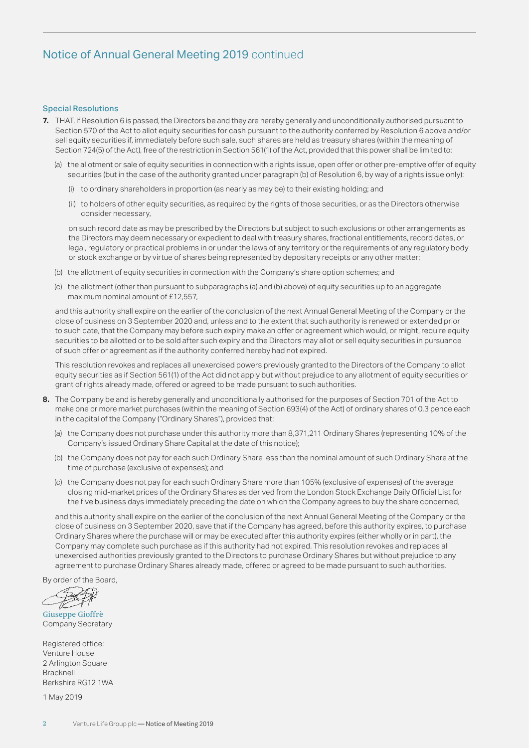## Notice of Annual General Meeting 2019 continued

### Special Resolutions

**7.** THAT, if Resolution 6 is passed, the Directors be and they are hereby generally and unconditionally authorised pursuant to Section 570 of the Act to allot equity securities for cash pursuant to the authority conferred by Resolution 6 above and/or sell equity securities if, immediately before such sale, such shares are held as treasury shares (within the meaning of Section 724(5) of the Act), free of the restriction in Section 561(1) of the Act, provided that this power shall be limited to:

(a) the allotment or sale of equity securities in connection with a rights issue, open offer or other pre-emptive offer of equity securities (but in the case of the authority granted under paragraph (b) of Resolution 6, by way of a rights issue only):

(i) to ordinary shareholders in proportion (as nearly as may be) to their existing holding; and

(ii) to holders of other equity securities, as required by the rights of those securities, or as the Directors otherwise consider necessary,

on such record date as may be prescribed by the Directors but subject to such exclusions or other arrangements as the Directors may deem necessary or expedient to deal with treasury shares, fractional entitlements, record dates, or legal, regulatory or practical problems in or under the laws of any territory or the requirements of any regulatory body or stock exchange or by virtue of shares being represented by depositary receipts or any other matter;

(b) the allotment of equity securities in connection with the Company's share option schemes; and

(c) the allotment (other than pursuant to subparagraphs (a) and (b) above) of equity securities up to an aggregate maximum nominal amount of £12,557,

and this authority shall expire on the earlier of the conclusion of the next Annual General Meeting of the Company or the close of business on 3 September 2020 and, unless and to the extent that such authority is renewed or extended prior to such date, that the Company may before such expiry make an offer or agreement which would, or might, require equity securities to be allotted or to be sold after such expiry and the Directors may allot or sell equity securities in pursuance of such offer or agreement as if the authority conferred hereby had not expired.

This resolution revokes and replaces all unexercised powers previously granted to the Directors of the Company to allot equity securities as if Section 561(1) of the Act did not apply but without prejudice to any allotment of equity securities or grant of rights already made, offered or agreed to be made pursuant to such authorities.

**8.** The Company be and is hereby generally and unconditionally authorised for the purposes of Section 701 of the Act to make one or more market purchases (within the meaning of Section 693(4) of the Act) of ordinary shares of 0.3 pence each in the capital of the Company ("Ordinary Shares"), provided that:

(a) the Company does not purchase under this authority more than 8,371,211 Ordinary Shares (representing 10% of the Company's issued Ordinary Share Capital at the date of this notice);

(b) the Company does not pay for each such Ordinary Share less than the nominal amount of such Ordinary Share at the time of purchase (exclusive of expenses); and

(c) the Company does not pay for each such Ordinary Share more than 105% (exclusive of expenses) of the average closing mid-market prices of the Ordinary Shares as derived from the London Stock Exchange Daily Official List for the five business days immediately preceding the date on which the Company agrees to buy the share concerned,

and this authority shall expire on the earlier of the conclusion of the next Annual General Meeting of the Company or the close of business on 3 September 2020, save that if the Company has agreed, before this authority expires, to purchase Ordinary Shares where the purchase will or may be executed after this authority expires (either wholly or in part), the Company may complete such purchase as if this authority had not expired. This resolution revokes and replaces all unexercised authorities previously granted to the Directors to purchase Ordinary Shares but without prejudice to any agreement to purchase Ordinary Shares already made, offered or agreed to be made pursuant to such authorities.

By order of the Board,

Giuseppe Gioffrè
Company Secretary

Registered office:
Venture House
2 Arlington Square
Bracknell
Berkshire RG12 1WA

1 May 2019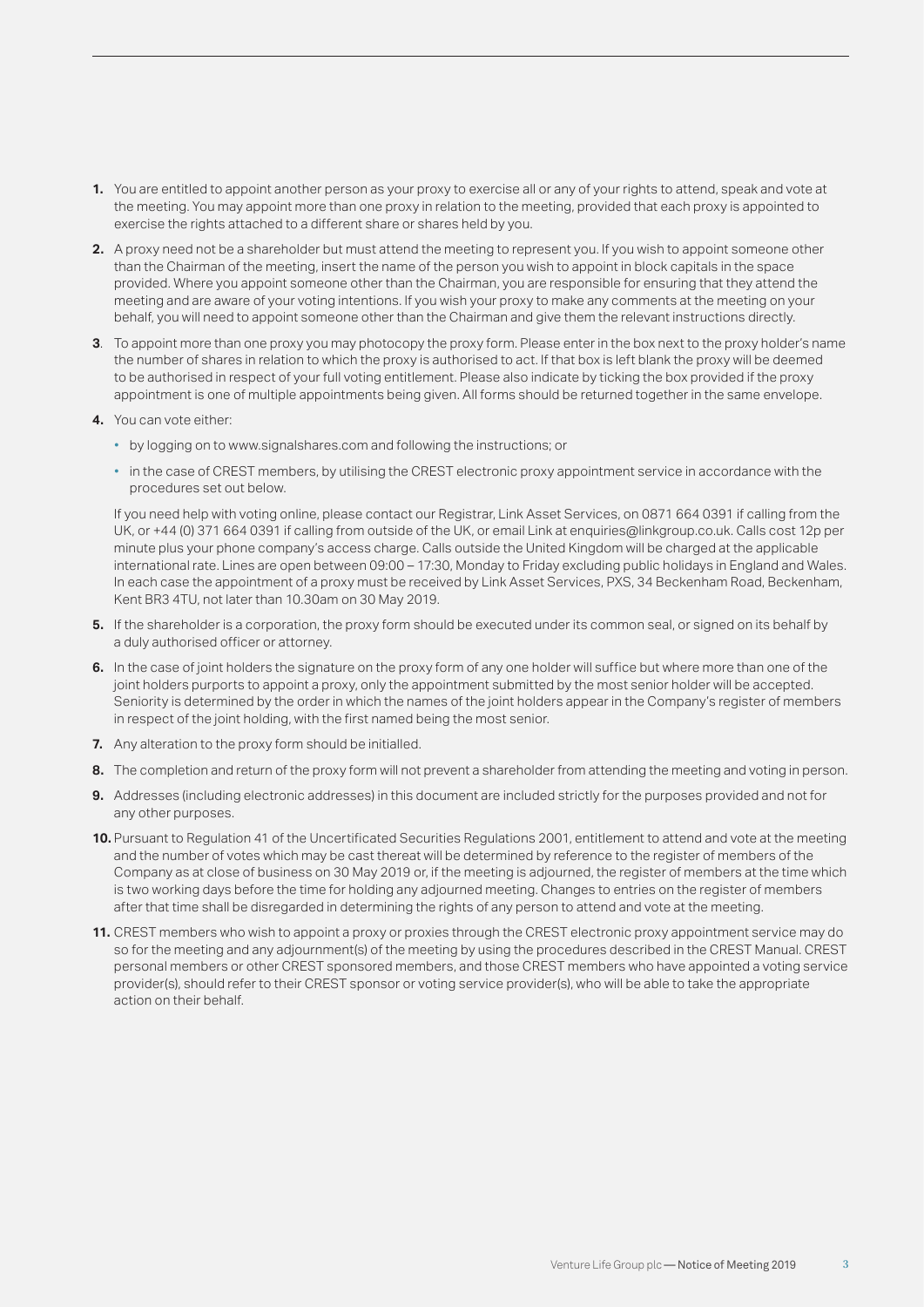1. You are entitled to appoint another person as your proxy to exercise all or any of your rights to attend, speak and vote at the meeting. You may appoint more than one proxy in relation to the meeting, provided that each proxy is appointed to exercise the rights attached to a different share or shares held by you.

2. A proxy need not be a shareholder but must attend the meeting to represent you. If you wish to appoint someone other than the Chairman of the meeting, insert the name of the person you wish to appoint in block capitals in the space provided. Where you appoint someone other than the Chairman, you are responsible for ensuring that they attend the meeting and are aware of your voting intentions. If you wish your proxy to make any comments at the meeting on your behalf, you will need to appoint someone other than the Chairman and give them the relevant instructions directly.

3. To appoint more than one proxy you may photocopy the proxy form. Please enter in the box next to the proxy holder's name the number of shares in relation to which the proxy is authorised to act. If that box is left blank the proxy will be deemed to be authorised in respect of your full voting entitlement. Please also indicate by ticking the box provided if the proxy appointment is one of multiple appointments being given. All forms should be returned together in the same envelope.

4. You can vote either:

   - by logging on to www.signalshares.com and following the instructions; or
   - in the case of CREST members, by utilising the CREST electronic proxy appointment service in accordance with the procedures set out below.

   If you need help with voting online, please contact our Registrar, Link Asset Services, on 0871 664 0391 if calling from the UK, or +44 (0) 371 664 0391 if calling from outside of the UK, or email Link at enquiries@linkgroup.co.uk. Calls cost 12p per minute plus your phone company's access charge. Calls outside the United Kingdom will be charged at the applicable international rate. Lines are open between 09:00 – 17:30, Monday to Friday excluding public holidays in England and Wales. In each case the appointment of a proxy must be received by Link Asset Services, PXS, 34 Beckenham Road, Beckenham, Kent BR3 4TU, not later than 10.30am on 30 May 2019.

5. If the shareholder is a corporation, the proxy form should be executed under its common seal, or signed on its behalf by a duly authorised officer or attorney.

6. In the case of joint holders the signature on the proxy form of any one holder will suffice but where more than one of the joint holders purports to appoint a proxy, only the appointment submitted by the most senior holder will be accepted. Seniority is determined by the order in which the names of the joint holders appear in the Company's register of members in respect of the joint holding, with the first named being the most senior.

7. Any alteration to the proxy form should be initialled.

8. The completion and return of the proxy form will not prevent a shareholder from attending the meeting and voting in person.

9. Addresses (including electronic addresses) in this document are included strictly for the purposes provided and not for any other purposes.

10. Pursuant to Regulation 41 of the Uncertificated Securities Regulations 2001, entitlement to attend and vote at the meeting and the number of votes which may be cast thereat will be determined by reference to the register of members of the Company as at close of business on 30 May 2019 or, if the meeting is adjourned, the register of members at the time which is two working days before the time for holding any adjourned meeting. Changes to entries on the register of members after that time shall be disregarded in determining the rights of any person to attend and vote at the meeting.

11. CREST members who wish to appoint a proxy or proxies through the CREST electronic proxy appointment service may do so for the meeting and any adjournment(s) of the meeting by using the procedures described in the CREST Manual. CREST personal members or other CREST sponsored members, and those CREST members who have appointed a voting service provider(s), should refer to their CREST sponsor or voting service provider(s), who will be able to take the appropriate action on their behalf.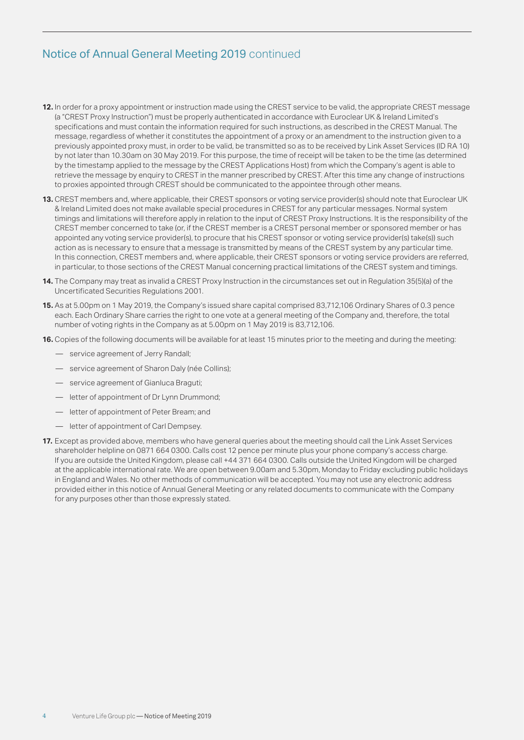## Notice of Annual General Meeting 2019 continued

**12.** In order for a proxy appointment or instruction made using the CREST service to be valid, the appropriate CREST message (a "CREST Proxy Instruction") must be properly authenticated in accordance with Euroclear UK & Ireland Limited's specifications and must contain the information required for such instructions, as described in the CREST Manual. The message, regardless of whether it constitutes the appointment of a proxy or an amendment to the instruction given to a previously appointed proxy must, in order to be valid, be transmitted so as to be received by Link Asset Services (ID RA 10) by not later than 10.30am on 30 May 2019. For this purpose, the time of receipt will be taken to be the time (as determined by the timestamp applied to the message by the CREST Applications Host) from which the Company's agent is able to retrieve the message by enquiry to CREST in the manner prescribed by CREST. After this time any change of instructions to proxies appointed through CREST should be communicated to the appointee through other means.

**13.** CREST members and, where applicable, their CREST sponsors or voting service provider(s) should note that Euroclear UK & Ireland Limited does not make available special procedures in CREST for any particular messages. Normal system timings and limitations will therefore apply in relation to the input of CREST Proxy Instructions. It is the responsibility of the CREST member concerned to take (or, if the CREST member is a CREST personal member or sponsored member or has appointed any voting service provider(s), to procure that his CREST sponsor or voting service provider(s) take(s)) such action as is necessary to ensure that a message is transmitted by means of the CREST system by any particular time. In this connection, CREST members and, where applicable, their CREST sponsors or voting service providers are referred, in particular, to those sections of the CREST Manual concerning practical limitations of the CREST system and timings.

**14.** The Company may treat as invalid a CREST Proxy Instruction in the circumstances set out in Regulation 35(5)(a) of the Uncertificated Securities Regulations 2001.

**15.** As at 5.00pm on 1 May 2019, the Company's issued share capital comprised 83,712,106 Ordinary Shares of 0.3 pence each. Each Ordinary Share carries the right to one vote at a general meeting of the Company and, therefore, the total number of voting rights in the Company as at 5.00pm on 1 May 2019 is 83,712,106.

**16.** Copies of the following documents will be available for at least 15 minutes prior to the meeting and during the meeting:

- service agreement of Jerry Randall;
- service agreement of Sharon Daly (née Collins);
- service agreement of Gianluca Braguti;
- letter of appointment of Dr Lynn Drummond;
- letter of appointment of Peter Bream; and
- letter of appointment of Carl Dempsey.

**17.** Except as provided above, members who have general queries about the meeting should call the Link Asset Services shareholder helpline on 0871 664 0300. Calls cost 12 pence per minute plus your phone company's access charge. If you are outside the United Kingdom, please call +44 371 664 0300. Calls outside the United Kingdom will be charged at the applicable international rate. We are open between 9.00am and 5.30pm, Monday to Friday excluding public holidays in England and Wales. No other methods of communication will be accepted. You may not use any electronic address provided either in this notice of Annual General Meeting or any related documents to communicate with the Company for any purposes other than those expressly stated.